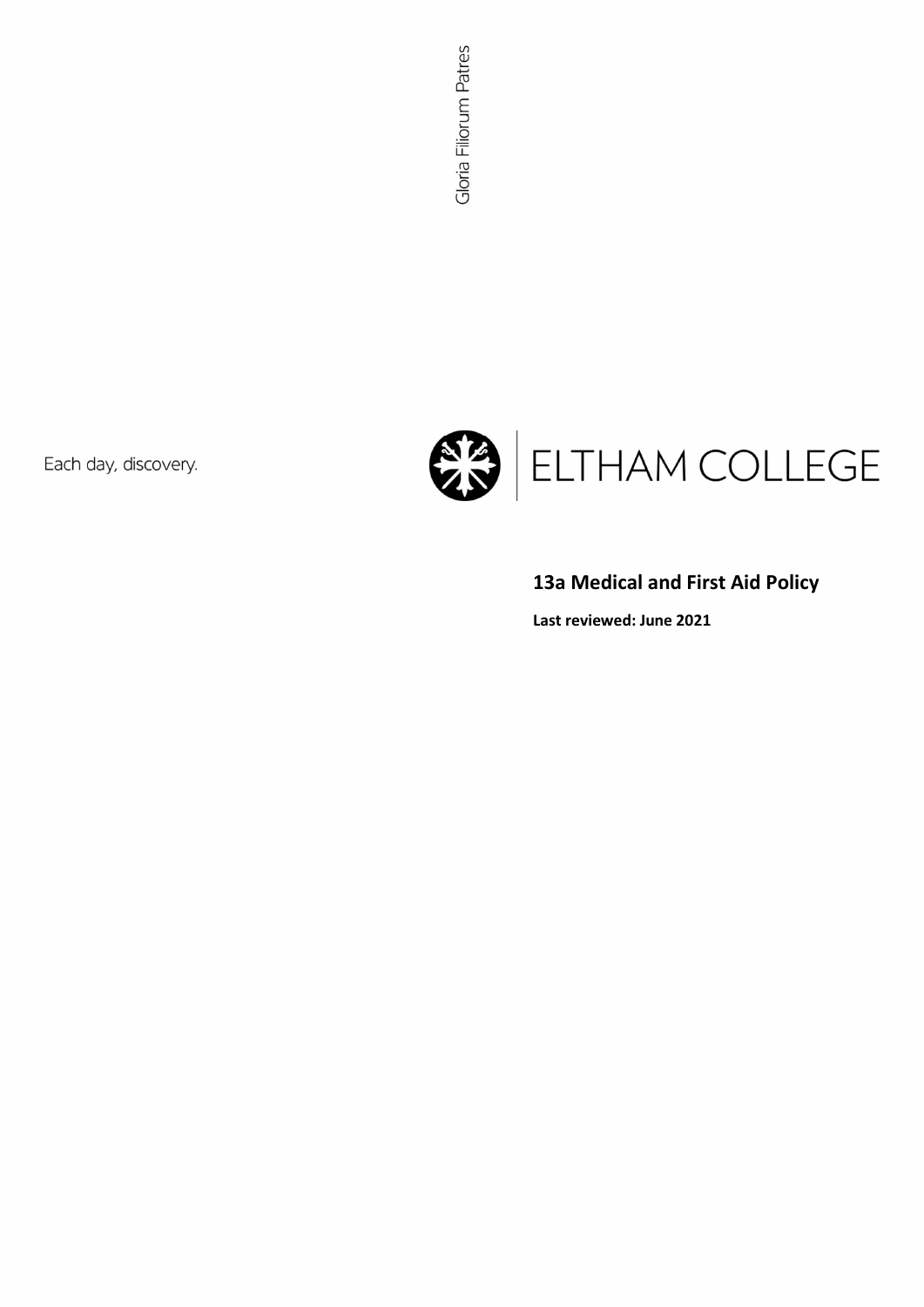Gloria Filiorum Patres

Each day, discovery.

ELTHAM COLLEGE

# 13a Medical and First Aid Policy

**Last reviewed: June 2021**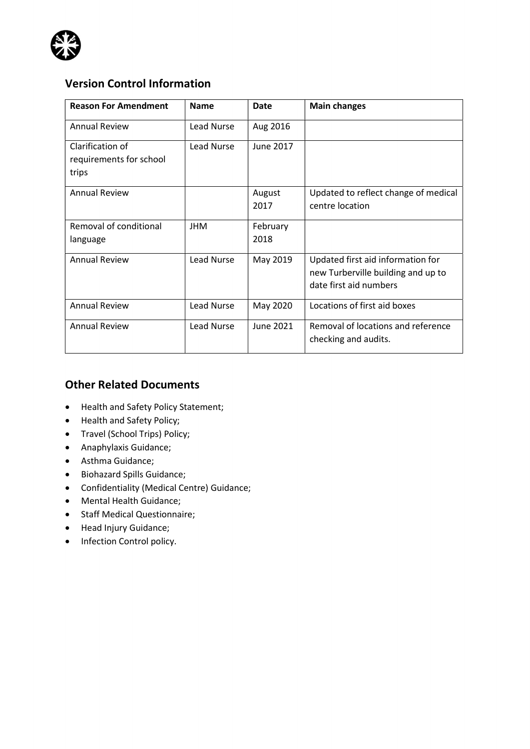## Version Control Information

| Reason For Amendment | Name | Date | Main changes |
|---|---|---|---|
| Annual Review | Lead Nurse | Aug 2016 | |
| Clarification of requirements for school trips | Lead Nurse | June 2017 | |
| Annual Review | | August 2017 | Updated to reflect change of medical centre location |
| Removal of conditional language | JHM | February 2018 | |
| Annual Review | Lead Nurse | May 2019 | Updated first aid information for new Turberville building and up to date first aid numbers |
| Annual Review | Lead Nurse | May 2020 | Locations of first aid boxes |
| Annual Review | Lead Nurse | June 2021 | Removal of locations and reference checking and audits. |

## Other Related Documents

- Health and Safety Policy Statement;
- Health and Safety Policy;
- Travel (School Trips) Policy;
- Anaphylaxis Guidance;
- Asthma Guidance;
- Biohazard Spills Guidance;
- Confidentiality (Medical Centre) Guidance;
- Mental Health Guidance;
- Staff Medical Questionnaire;
- Head Injury Guidance;
- Infection Control policy.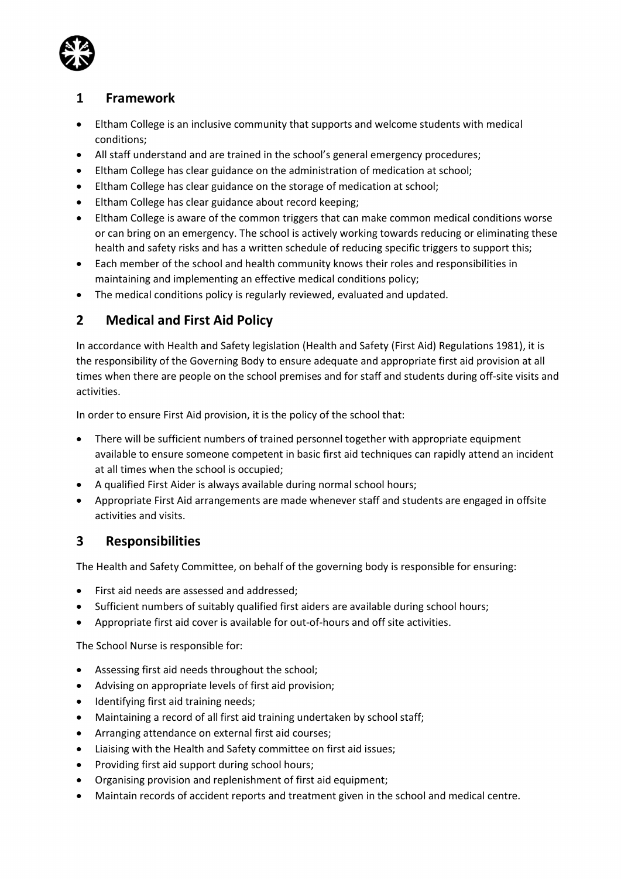## 1 Framework

- Eltham College is an inclusive community that supports and welcome students with medical conditions;
- All staff understand and are trained in the school's general emergency procedures;
- Eltham College has clear guidance on the administration of medication at school;
- Eltham College has clear guidance on the storage of medication at school;
- Eltham College has clear guidance about record keeping;
- Eltham College is aware of the common triggers that can make common medical conditions worse or can bring on an emergency. The school is actively working towards reducing or eliminating these health and safety risks and has a written schedule of reducing specific triggers to support this;
- Each member of the school and health community knows their roles and responsibilities in maintaining and implementing an effective medical conditions policy;
- The medical conditions policy is regularly reviewed, evaluated and updated.

## 2 Medical and First Aid Policy

In accordance with Health and Safety legislation (Health and Safety (First Aid) Regulations 1981), it is the responsibility of the Governing Body to ensure adequate and appropriate first aid provision at all times when there are people on the school premises and for staff and students during off-site visits and activities.

In order to ensure First Aid provision, it is the policy of the school that:

- There will be sufficient numbers of trained personnel together with appropriate equipment available to ensure someone competent in basic first aid techniques can rapidly attend an incident at all times when the school is occupied;
- A qualified First Aider is always available during normal school hours;
- Appropriate First Aid arrangements are made whenever staff and students are engaged in offsite activities and visits.

## 3 Responsibilities

The Health and Safety Committee, on behalf of the governing body is responsible for ensuring:

- First aid needs are assessed and addressed;
- Sufficient numbers of suitably qualified first aiders are available during school hours;
- Appropriate first aid cover is available for out-of-hours and off site activities.

The School Nurse is responsible for:

- Assessing first aid needs throughout the school;
- Advising on appropriate levels of first aid provision;
- Identifying first aid training needs;
- Maintaining a record of all first aid training undertaken by school staff;
- Arranging attendance on external first aid courses;
- Liaising with the Health and Safety committee on first aid issues;
- Providing first aid support during school hours;
- Organising provision and replenishment of first aid equipment;
- Maintain records of accident reports and treatment given in the school and medical centre.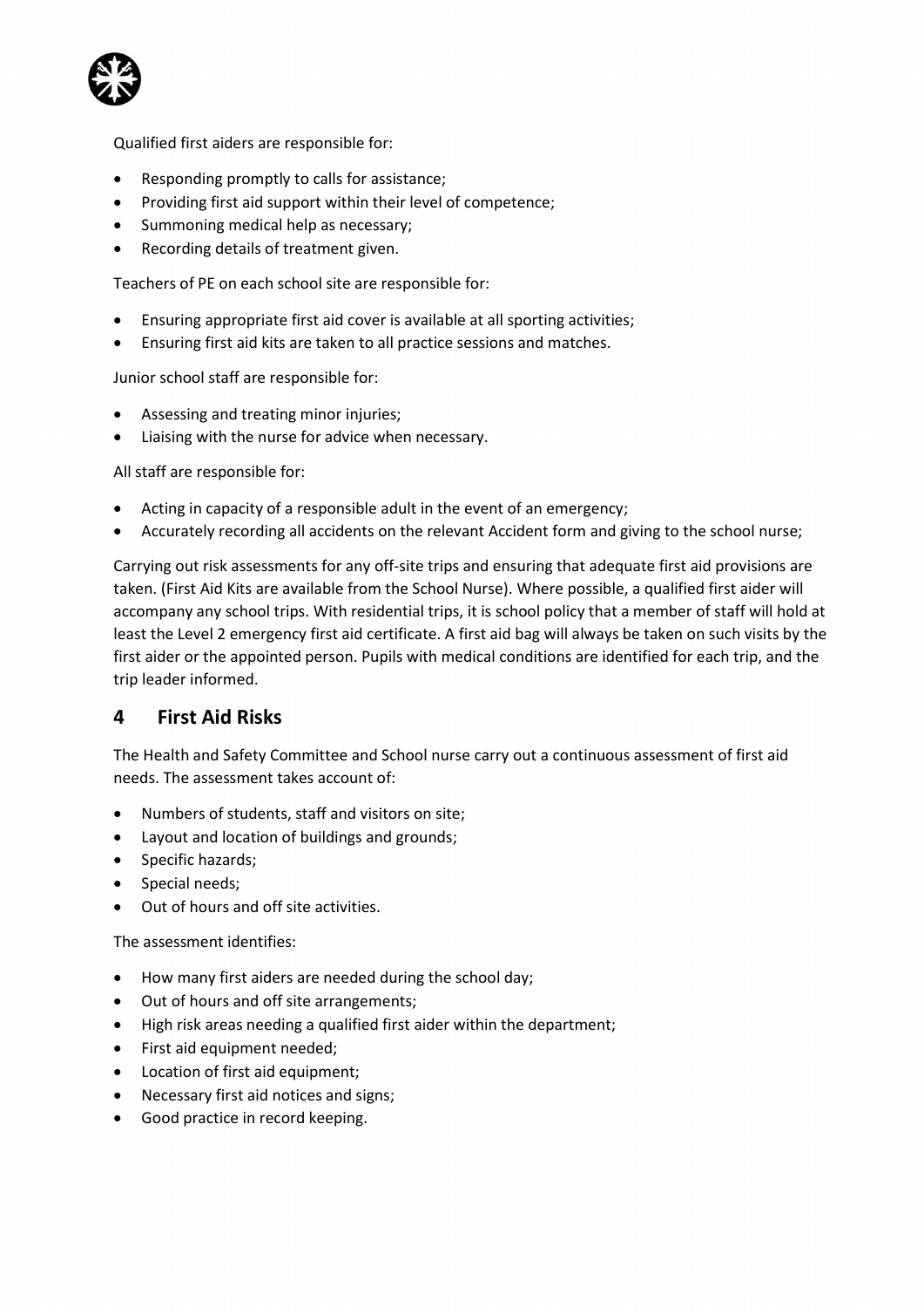Qualified first aiders are responsible for:

- Responding promptly to calls for assistance;
- Providing first aid support within their level of competence;
- Summoning medical help as necessary;
- Recording details of treatment given.

Teachers of PE on each school site are responsible for:

- Ensuring appropriate first aid cover is available at all sporting activities;
- Ensuring first aid kits are taken to all practice sessions and matches.

Junior school staff are responsible for:

- Assessing and treating minor injuries;
- Liaising with the nurse for advice when necessary.

All staff are responsible for:

- Acting in capacity of a responsible adult in the event of an emergency;
- Accurately recording all accidents on the relevant Accident form and giving to the school nurse;

Carrying out risk assessments for any off-site trips and ensuring that adequate first aid provisions are taken. (First Aid Kits are available from the School Nurse). Where possible, a qualified first aider will accompany any school trips. With residential trips, it is school policy that a member of staff will hold at least the Level 2 emergency first aid certificate. A first aid bag will always be taken on such visits by the first aider or the appointed person. Pupils with medical conditions are identified for each trip, and the trip leader informed.

## 4 First Aid Risks

The Health and Safety Committee and School nurse carry out a continuous assessment of first aid needs. The assessment takes account of:

- Numbers of students, staff and visitors on site;
- Layout and location of buildings and grounds;
- Specific hazards;
- Special needs;
- Out of hours and off site activities.

The assessment identifies:

- How many first aiders are needed during the school day;
- Out of hours and off site arrangements;
- High risk areas needing a qualified first aider within the department;
- First aid equipment needed;
- Location of first aid equipment;
- Necessary first aid notices and signs;
- Good practice in record keeping.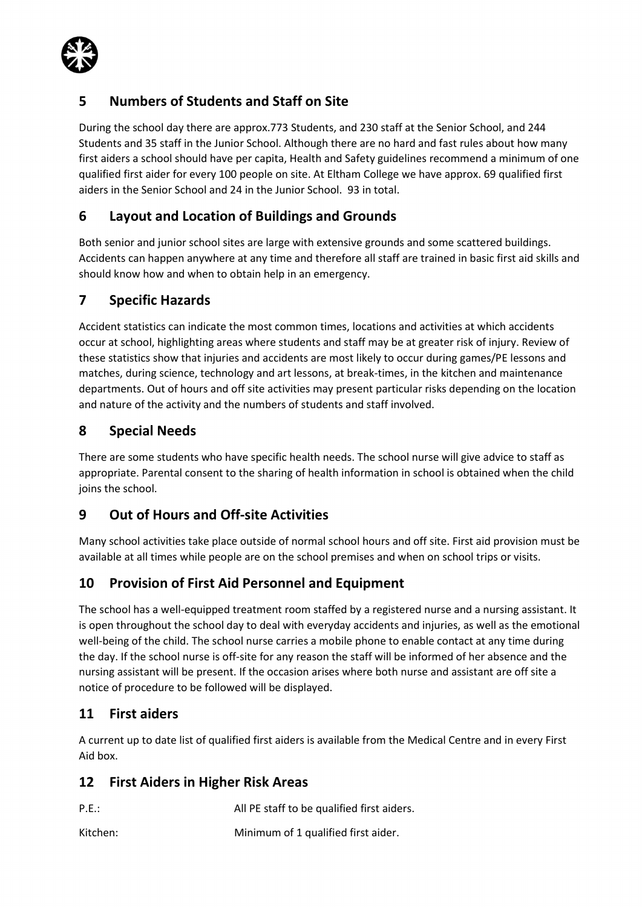## 5 Numbers of Students and Staff on Site

During the school day there are approx.773 Students, and 230 staff at the Senior School, and 244 Students and 35 staff in the Junior School. Although there are no hard and fast rules about how many first aiders a school should have per capita, Health and Safety guidelines recommend a minimum of one qualified first aider for every 100 people on site. At Eltham College we have approx. 69 qualified first aiders in the Senior School and 24 in the Junior School. 93 in total.

## 6 Layout and Location of Buildings and Grounds

Both senior and junior school sites are large with extensive grounds and some scattered buildings. Accidents can happen anywhere at any time and therefore all staff are trained in basic first aid skills and should know how and when to obtain help in an emergency.

## 7 Specific Hazards

Accident statistics can indicate the most common times, locations and activities at which accidents occur at school, highlighting areas where students and staff may be at greater risk of injury. Review of these statistics show that injuries and accidents are most likely to occur during games/PE lessons and matches, during science, technology and art lessons, at break-times, in the kitchen and maintenance departments. Out of hours and off site activities may present particular risks depending on the location and nature of the activity and the numbers of students and staff involved.

## 8 Special Needs

There are some students who have specific health needs. The school nurse will give advice to staff as appropriate. Parental consent to the sharing of health information in school is obtained when the child joins the school.

## 9 Out of Hours and Off-site Activities

Many school activities take place outside of normal school hours and off site. First aid provision must be available at all times while people are on the school premises and when on school trips or visits.

## 10 Provision of First Aid Personnel and Equipment

The school has a well-equipped treatment room staffed by a registered nurse and a nursing assistant. It is open throughout the school day to deal with everyday accidents and injuries, as well as the emotional well-being of the child. The school nurse carries a mobile phone to enable contact at any time during the day. If the school nurse is off-site for any reason the staff will be informed of her absence and the nursing assistant will be present. If the occasion arises where both nurse and assistant are off site a notice of procedure to be followed will be displayed.

## 11 First aiders

A current up to date list of qualified first aiders is available from the Medical Centre and in every First Aid box.

## 12 First Aiders in Higher Risk Areas

| | |
|---|---|
| P.E.: | All PE staff to be qualified first aiders. |
| Kitchen: | Minimum of 1 qualified first aider. |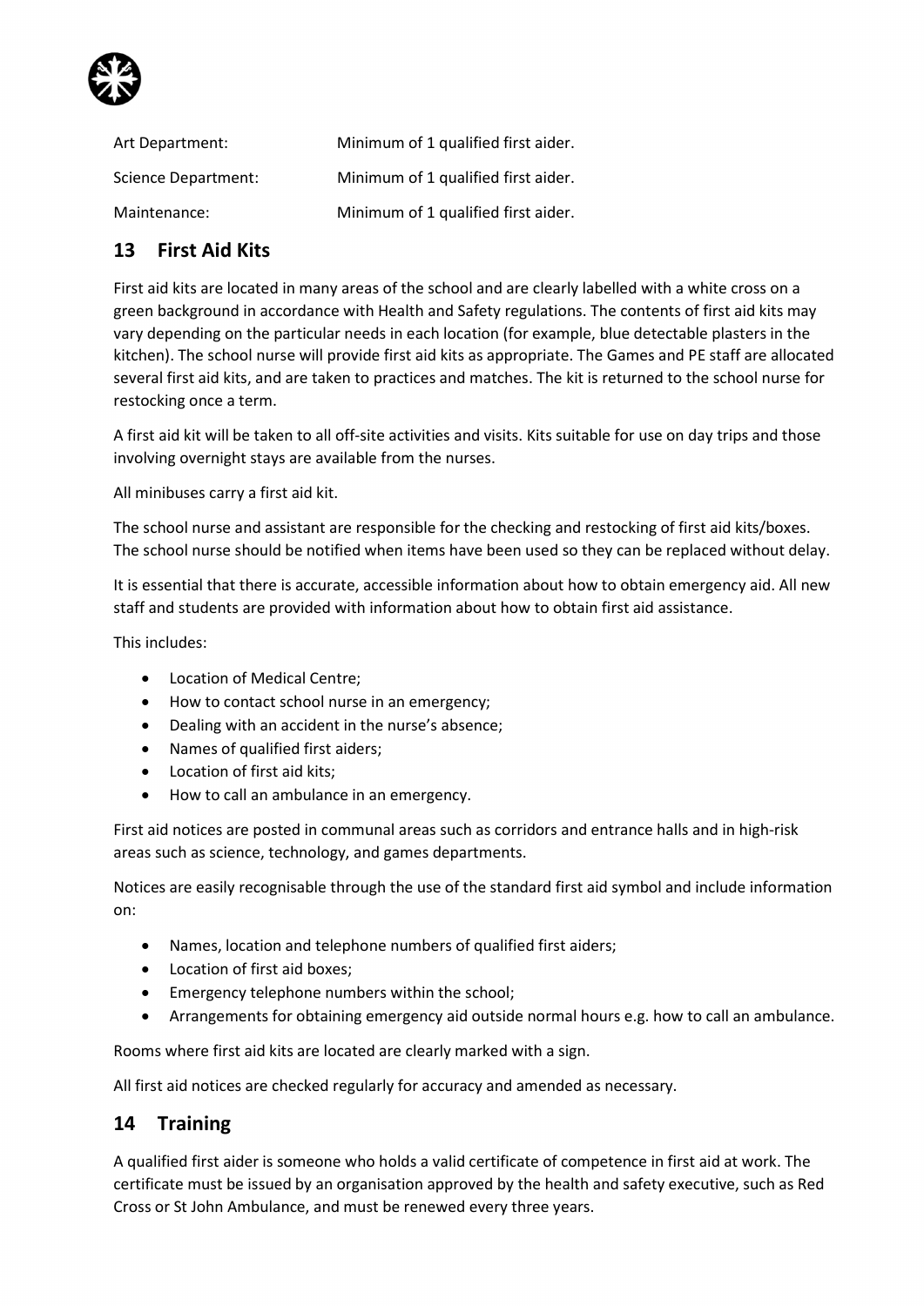| | |
|---|---|
| Art Department: | Minimum of 1 qualified first aider. |
| Science Department: | Minimum of 1 qualified first aider. |
| Maintenance: | Minimum of 1 qualified first aider. |

## 13 First Aid Kits

First aid kits are located in many areas of the school and are clearly labelled with a white cross on a green background in accordance with Health and Safety regulations. The contents of first aid kits may vary depending on the particular needs in each location (for example, blue detectable plasters in the kitchen). The school nurse will provide first aid kits as appropriate. The Games and PE staff are allocated several first aid kits, and are taken to practices and matches. The kit is returned to the school nurse for restocking once a term.

A first aid kit will be taken to all off-site activities and visits. Kits suitable for use on day trips and those involving overnight stays are available from the nurses.

All minibuses carry a first aid kit.

The school nurse and assistant are responsible for the checking and restocking of first aid kits/boxes. The school nurse should be notified when items have been used so they can be replaced without delay.

It is essential that there is accurate, accessible information about how to obtain emergency aid. All new staff and students are provided with information about how to obtain first aid assistance.

This includes:

- Location of Medical Centre;
- How to contact school nurse in an emergency;
- Dealing with an accident in the nurse's absence;
- Names of qualified first aiders;
- Location of first aid kits;
- How to call an ambulance in an emergency.

First aid notices are posted in communal areas such as corridors and entrance halls and in high-risk areas such as science, technology, and games departments.

Notices are easily recognisable through the use of the standard first aid symbol and include information on:

- Names, location and telephone numbers of qualified first aiders;
- Location of first aid boxes;
- Emergency telephone numbers within the school;
- Arrangements for obtaining emergency aid outside normal hours e.g. how to call an ambulance.

Rooms where first aid kits are located are clearly marked with a sign.

All first aid notices are checked regularly for accuracy and amended as necessary.

## 14 Training

A qualified first aider is someone who holds a valid certificate of competence in first aid at work. The certificate must be issued by an organisation approved by the health and safety executive, such as Red Cross or St John Ambulance, and must be renewed every three years.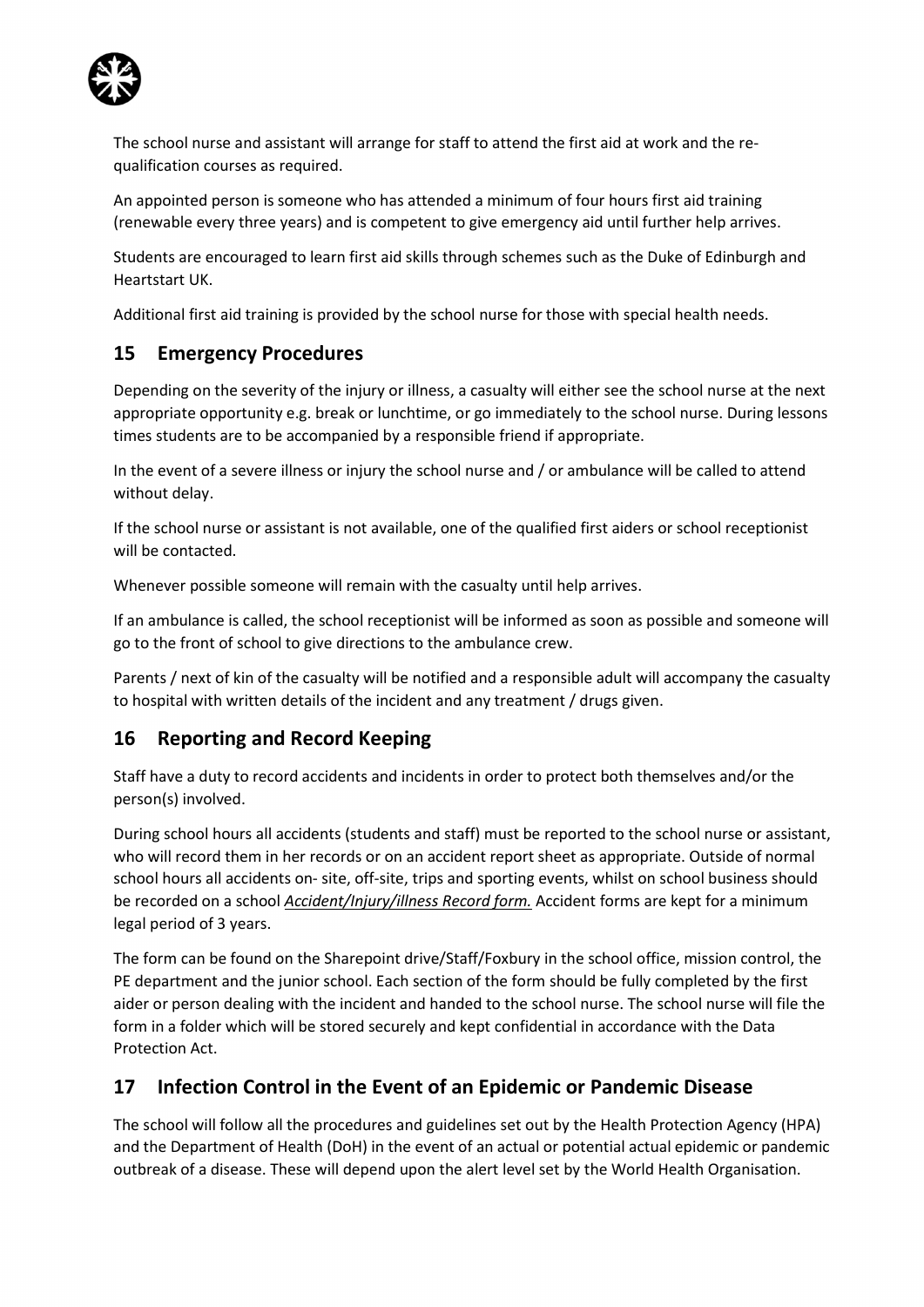The school nurse and assistant will arrange for staff to attend the first aid at work and the re-qualification courses as required.

An appointed person is someone who has attended a minimum of four hours first aid training (renewable every three years) and is competent to give emergency aid until further help arrives.

Students are encouraged to learn first aid skills through schemes such as the Duke of Edinburgh and Heartstart UK.

Additional first aid training is provided by the school nurse for those with special health needs.

## 15 Emergency Procedures

Depending on the severity of the injury or illness, a casualty will either see the school nurse at the next appropriate opportunity e.g. break or lunchtime, or go immediately to the school nurse. During lessons times students are to be accompanied by a responsible friend if appropriate.

In the event of a severe illness or injury the school nurse and / or ambulance will be called to attend without delay.

If the school nurse or assistant is not available, one of the qualified first aiders or school receptionist will be contacted.

Whenever possible someone will remain with the casualty until help arrives.

If an ambulance is called, the school receptionist will be informed as soon as possible and someone will go to the front of school to give directions to the ambulance crew.

Parents / next of kin of the casualty will be notified and a responsible adult will accompany the casualty to hospital with written details of the incident and any treatment / drugs given.

## 16 Reporting and Record Keeping

Staff have a duty to record accidents and incidents in order to protect both themselves and/or the person(s) involved.

During school hours all accidents (students and staff) must be reported to the school nurse or assistant, who will record them in her records or on an accident report sheet as appropriate. Outside of normal school hours all accidents on- site, off-site, trips and sporting events, whilst on school business should be recorded on a school ***Accident/Injury/illness Record form.*** Accident forms are kept for a minimum legal period of 3 years.

The form can be found on the Sharepoint drive/Staff/Foxbury in the school office, mission control, the PE department and the junior school. Each section of the form should be fully completed by the first aider or person dealing with the incident and handed to the school nurse. The school nurse will file the form in a folder which will be stored securely and kept confidential in accordance with the Data Protection Act.

## 17 Infection Control in the Event of an Epidemic or Pandemic Disease

The school will follow all the procedures and guidelines set out by the Health Protection Agency (HPA) and the Department of Health (DoH) in the event of an actual or potential actual epidemic or pandemic outbreak of a disease. These will depend upon the alert level set by the World Health Organisation.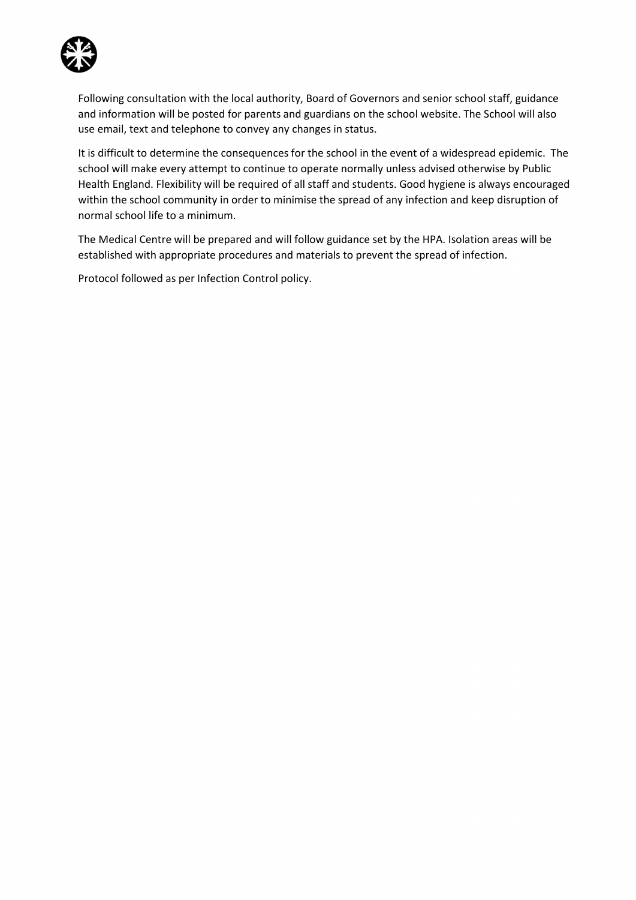Following consultation with the local authority, Board of Governors and senior school staff, guidance and information will be posted for parents and guardians on the school website. The School will also use email, text and telephone to convey any changes in status.

It is difficult to determine the consequences for the school in the event of a widespread epidemic. The school will make every attempt to continue to operate normally unless advised otherwise by Public Health England. Flexibility will be required of all staff and students. Good hygiene is always encouraged within the school community in order to minimise the spread of any infection and keep disruption of normal school life to a minimum.

The Medical Centre will be prepared and will follow guidance set by the HPA. Isolation areas will be established with appropriate procedures and materials to prevent the spread of infection.

Protocol followed as per Infection Control policy.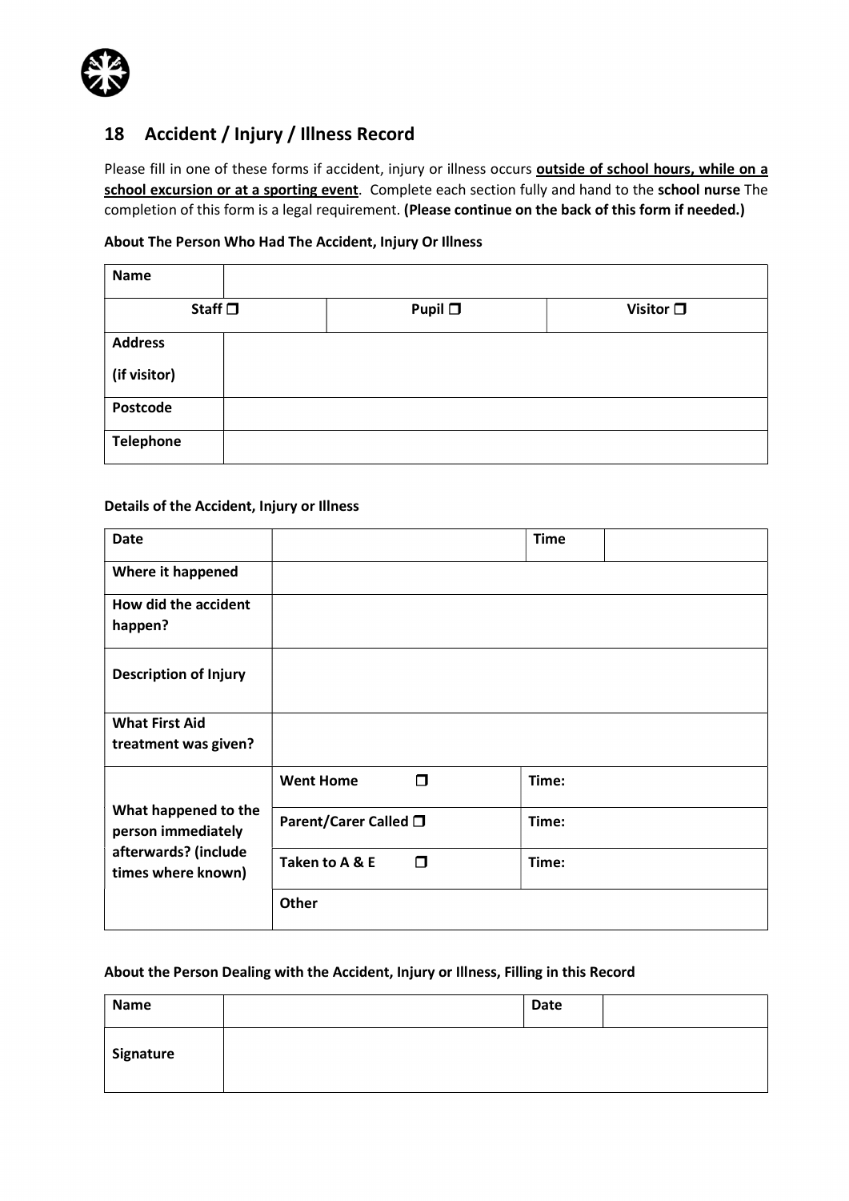## 18 Accident / Injury / Illness Record

Please fill in one of these forms if accident, injury or illness occurs **outside of school hours, while on a school excursion or at a sporting event**. Complete each section fully and hand to the **school nurse** The completion of this form is a legal requirement. **(Please continue on the back of this form if needed.)**

**About The Person Who Had The Accident, Injury Or Illness**

| **Name** | | |
|---|---|---|
| **Staff ❒** | **Pupil ❒** | **Visitor ❒** |
| **Address (if visitor)** | | |
| **Postcode** | | |
| **Telephone** | | |

**Details of the Accident, Injury or Illness**

| **Date** | | **Time** | |
|---|---|---|---|
| **Where it happened** | | | |
| **How did the accident happen?** | | | |
| **Description of Injury** | | | |
| **What First Aid treatment was given?** | | | |
| **What happened to the person immediately afterwards? (include times where known)** | **Went Home ❒** | **Time:** | |
| | **Parent/Carer Called ❒** | **Time:** | |
| | **Taken to A & E ❒** | **Time:** | |
| | **Other** | | |

**About the Person Dealing with the Accident, Injury or Illness, Filling in this Record**

| **Name** | | **Date** | |
|---|---|---|---|
| **Signature** | | | |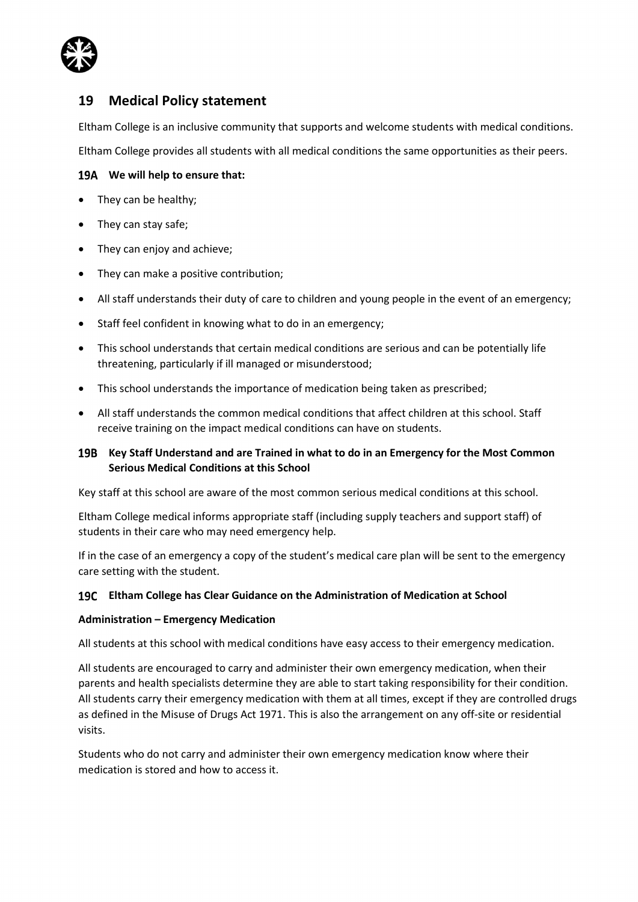## 19 Medical Policy statement

Eltham College is an inclusive community that supports and welcome students with medical conditions.

Eltham College provides all students with all medical conditions the same opportunities as their peers.

### 19A We will help to ensure that:

- They can be healthy;
- They can stay safe;
- They can enjoy and achieve;
- They can make a positive contribution;
- All staff understands their duty of care to children and young people in the event of an emergency;
- Staff feel confident in knowing what to do in an emergency;
- This school understands that certain medical conditions are serious and can be potentially life threatening, particularly if ill managed or misunderstood;
- This school understands the importance of medication being taken as prescribed;
- All staff understands the common medical conditions that affect children at this school. Staff receive training on the impact medical conditions can have on students.

### 19B Key Staff Understand and are Trained in what to do in an Emergency for the Most Common Serious Medical Conditions at this School

Key staff at this school are aware of the most common serious medical conditions at this school.

Eltham College medical informs appropriate staff (including supply teachers and support staff) of students in their care who may need emergency help.

If in the case of an emergency a copy of the student's medical care plan will be sent to the emergency care setting with the student.

### 19C Eltham College has Clear Guidance on the Administration of Medication at School

**Administration – Emergency Medication**

All students at this school with medical conditions have easy access to their emergency medication.

All students are encouraged to carry and administer their own emergency medication, when their parents and health specialists determine they are able to start taking responsibility for their condition. All students carry their emergency medication with them at all times, except if they are controlled drugs as defined in the Misuse of Drugs Act 1971. This is also the arrangement on any off-site or residential visits.

Students who do not carry and administer their own emergency medication know where their medication is stored and how to access it.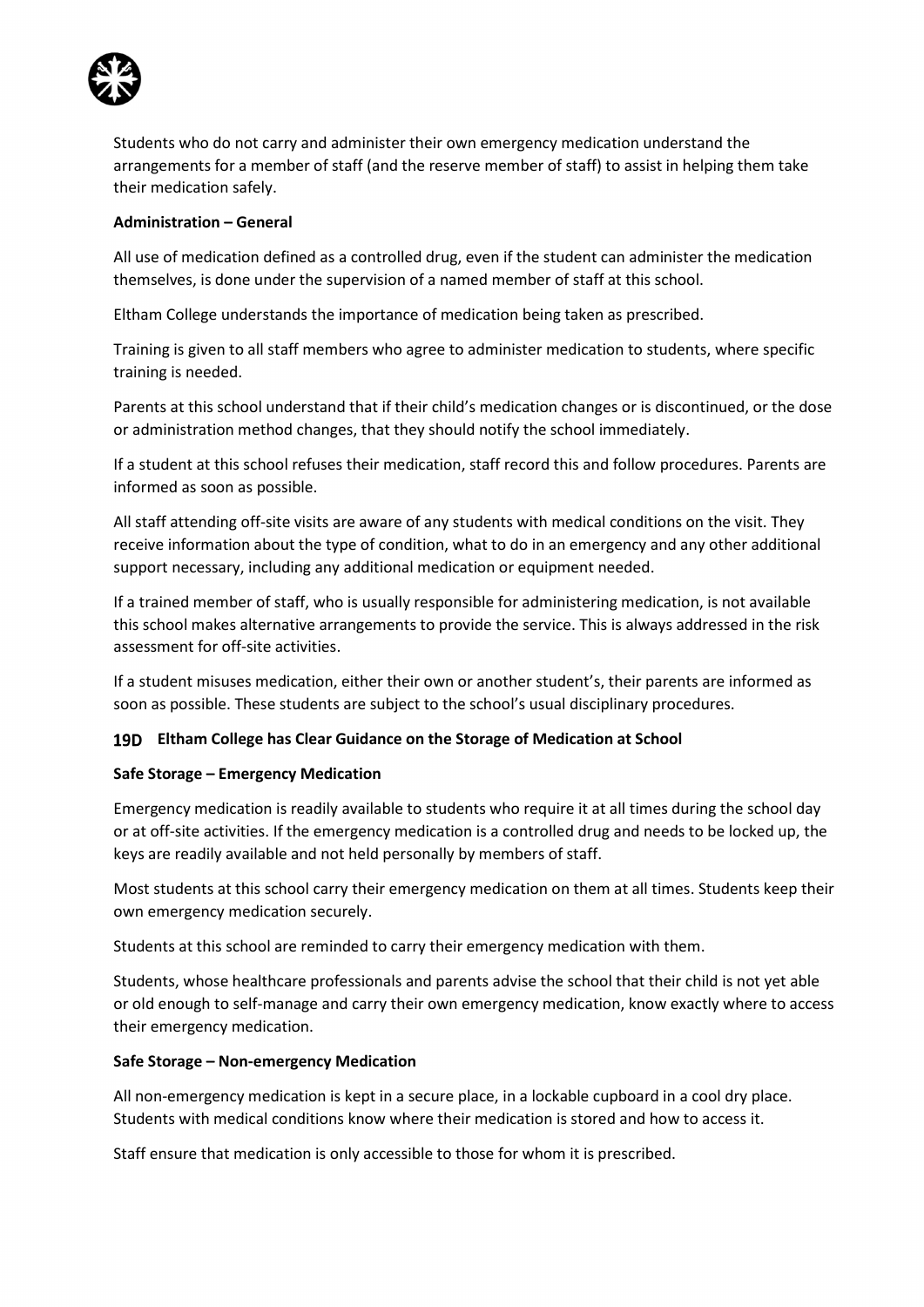Students who do not carry and administer their own emergency medication understand the arrangements for a member of staff (and the reserve member of staff) to assist in helping them take their medication safely.

**Administration – General**

All use of medication defined as a controlled drug, even if the student can administer the medication themselves, is done under the supervision of a named member of staff at this school.

Eltham College understands the importance of medication being taken as prescribed.

Training is given to all staff members who agree to administer medication to students, where specific training is needed.

Parents at this school understand that if their child's medication changes or is discontinued, or the dose or administration method changes, that they should notify the school immediately.

If a student at this school refuses their medication, staff record this and follow procedures. Parents are informed as soon as possible.

All staff attending off-site visits are aware of any students with medical conditions on the visit. They receive information about the type of condition, what to do in an emergency and any other additional support necessary, including any additional medication or equipment needed.

If a trained member of staff, who is usually responsible for administering medication, is not available this school makes alternative arrangements to provide the service. This is always addressed in the risk assessment for off-site activities.

If a student misuses medication, either their own or another student's, their parents are informed as soon as possible. These students are subject to the school's usual disciplinary procedures.

### 19D Eltham College has Clear Guidance on the Storage of Medication at School

**Safe Storage – Emergency Medication**

Emergency medication is readily available to students who require it at all times during the school day or at off-site activities. If the emergency medication is a controlled drug and needs to be locked up, the keys are readily available and not held personally by members of staff.

Most students at this school carry their emergency medication on them at all times. Students keep their own emergency medication securely.

Students at this school are reminded to carry their emergency medication with them.

Students, whose healthcare professionals and parents advise the school that their child is not yet able or old enough to self-manage and carry their own emergency medication, know exactly where to access their emergency medication.

**Safe Storage – Non-emergency Medication**

All non-emergency medication is kept in a secure place, in a lockable cupboard in a cool dry place. Students with medical conditions know where their medication is stored and how to access it.

Staff ensure that medication is only accessible to those for whom it is prescribed.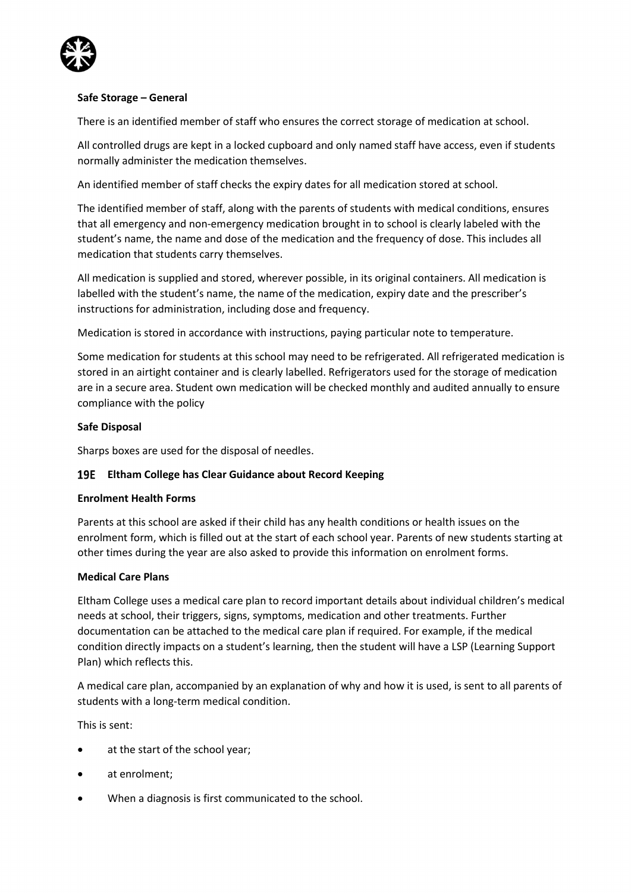**Safe Storage – General**

There is an identified member of staff who ensures the correct storage of medication at school.

All controlled drugs are kept in a locked cupboard and only named staff have access, even if students normally administer the medication themselves.

An identified member of staff checks the expiry dates for all medication stored at school.

The identified member of staff, along with the parents of students with medical conditions, ensures that all emergency and non-emergency medication brought in to school is clearly labeled with the student's name, the name and dose of the medication and the frequency of dose. This includes all medication that students carry themselves.

All medication is supplied and stored, wherever possible, in its original containers. All medication is labelled with the student's name, the name of the medication, expiry date and the prescriber's instructions for administration, including dose and frequency.

Medication is stored in accordance with instructions, paying particular note to temperature.

Some medication for students at this school may need to be refrigerated. All refrigerated medication is stored in an airtight container and is clearly labelled. Refrigerators used for the storage of medication are in a secure area. Student own medication will be checked monthly and audited annually to ensure compliance with the policy

**Safe Disposal**

Sharps boxes are used for the disposal of needles.

### 19E Eltham College has Clear Guidance about Record Keeping

**Enrolment Health Forms**

Parents at this school are asked if their child has any health conditions or health issues on the enrolment form, which is filled out at the start of each school year. Parents of new students starting at other times during the year are also asked to provide this information on enrolment forms.

**Medical Care Plans**

Eltham College uses a medical care plan to record important details about individual children's medical needs at school, their triggers, signs, symptoms, medication and other treatments. Further documentation can be attached to the medical care plan if required. For example, if the medical condition directly impacts on a student's learning, then the student will have a LSP (Learning Support Plan) which reflects this.

A medical care plan, accompanied by an explanation of why and how it is used, is sent to all parents of students with a long-term medical condition.

This is sent:

- at the start of the school year;
- at enrolment;
- When a diagnosis is first communicated to the school.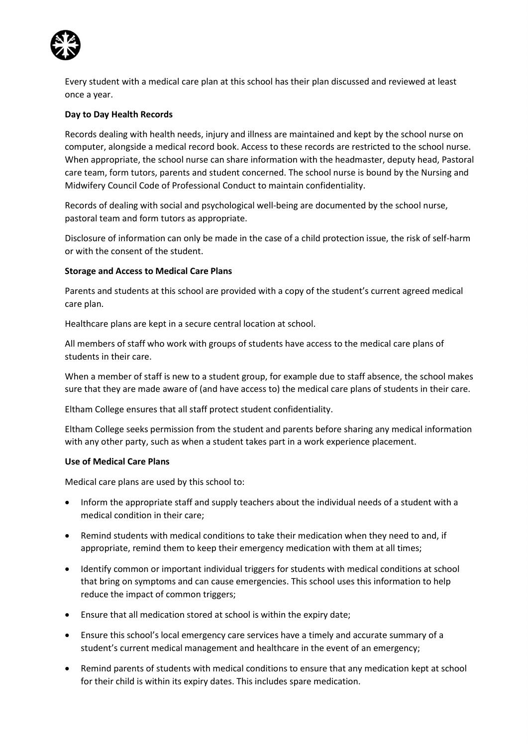Every student with a medical care plan at this school has their plan discussed and reviewed at least once a year.

**Day to Day Health Records**

Records dealing with health needs, injury and illness are maintained and kept by the school nurse on computer, alongside a medical record book. Access to these records are restricted to the school nurse. When appropriate, the school nurse can share information with the headmaster, deputy head, Pastoral care team, form tutors, parents and student concerned. The school nurse is bound by the Nursing and Midwifery Council Code of Professional Conduct to maintain confidentiality.

Records of dealing with social and psychological well-being are documented by the school nurse, pastoral team and form tutors as appropriate.

Disclosure of information can only be made in the case of a child protection issue, the risk of self-harm or with the consent of the student.

**Storage and Access to Medical Care Plans**

Parents and students at this school are provided with a copy of the student's current agreed medical care plan.

Healthcare plans are kept in a secure central location at school.

All members of staff who work with groups of students have access to the medical care plans of students in their care.

When a member of staff is new to a student group, for example due to staff absence, the school makes sure that they are made aware of (and have access to) the medical care plans of students in their care.

Eltham College ensures that all staff protect student confidentiality.

Eltham College seeks permission from the student and parents before sharing any medical information with any other party, such as when a student takes part in a work experience placement.

**Use of Medical Care Plans**

Medical care plans are used by this school to:

- Inform the appropriate staff and supply teachers about the individual needs of a student with a medical condition in their care;
- Remind students with medical conditions to take their medication when they need to and, if appropriate, remind them to keep their emergency medication with them at all times;
- Identify common or important individual triggers for students with medical conditions at school that bring on symptoms and can cause emergencies. This school uses this information to help reduce the impact of common triggers;
- Ensure that all medication stored at school is within the expiry date;
- Ensure this school's local emergency care services have a timely and accurate summary of a student's current medical management and healthcare in the event of an emergency;
- Remind parents of students with medical conditions to ensure that any medication kept at school for their child is within its expiry dates. This includes spare medication.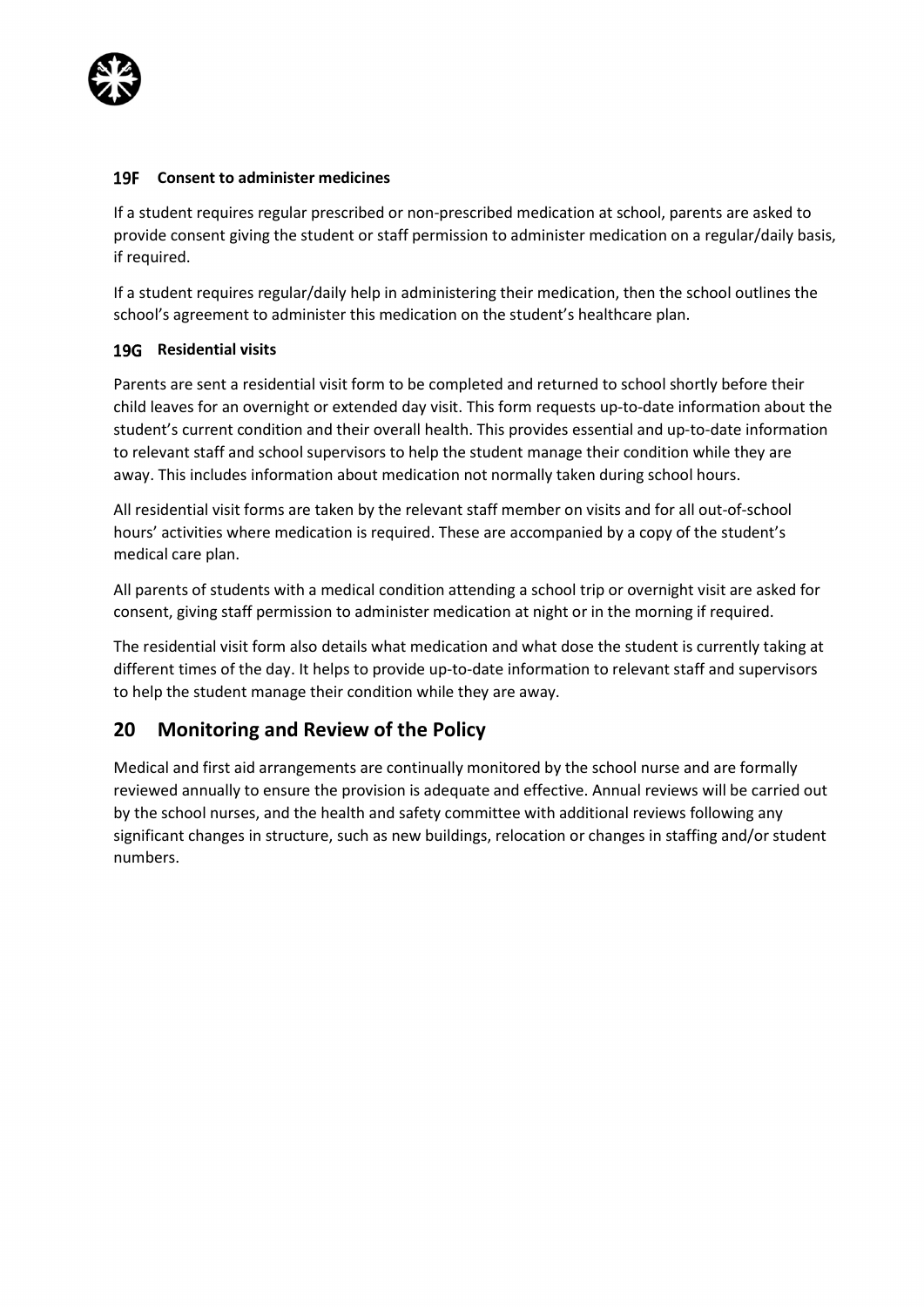### 19F Consent to administer medicines

If a student requires regular prescribed or non-prescribed medication at school, parents are asked to provide consent giving the student or staff permission to administer medication on a regular/daily basis, if required.

If a student requires regular/daily help in administering their medication, then the school outlines the school's agreement to administer this medication on the student's healthcare plan.

### 19G Residential visits

Parents are sent a residential visit form to be completed and returned to school shortly before their child leaves for an overnight or extended day visit. This form requests up-to-date information about the student's current condition and their overall health. This provides essential and up-to-date information to relevant staff and school supervisors to help the student manage their condition while they are away. This includes information about medication not normally taken during school hours.

All residential visit forms are taken by the relevant staff member on visits and for all out-of-school hours' activities where medication is required. These are accompanied by a copy of the student's medical care plan.

All parents of students with a medical condition attending a school trip or overnight visit are asked for consent, giving staff permission to administer medication at night or in the morning if required.

The residential visit form also details what medication and what dose the student is currently taking at different times of the day. It helps to provide up-to-date information to relevant staff and supervisors to help the student manage their condition while they are away.

## 20 Monitoring and Review of the Policy

Medical and first aid arrangements are continually monitored by the school nurse and are formally reviewed annually to ensure the provision is adequate and effective. Annual reviews will be carried out by the school nurses, and the health and safety committee with additional reviews following any significant changes in structure, such as new buildings, relocation or changes in staffing and/or student numbers.